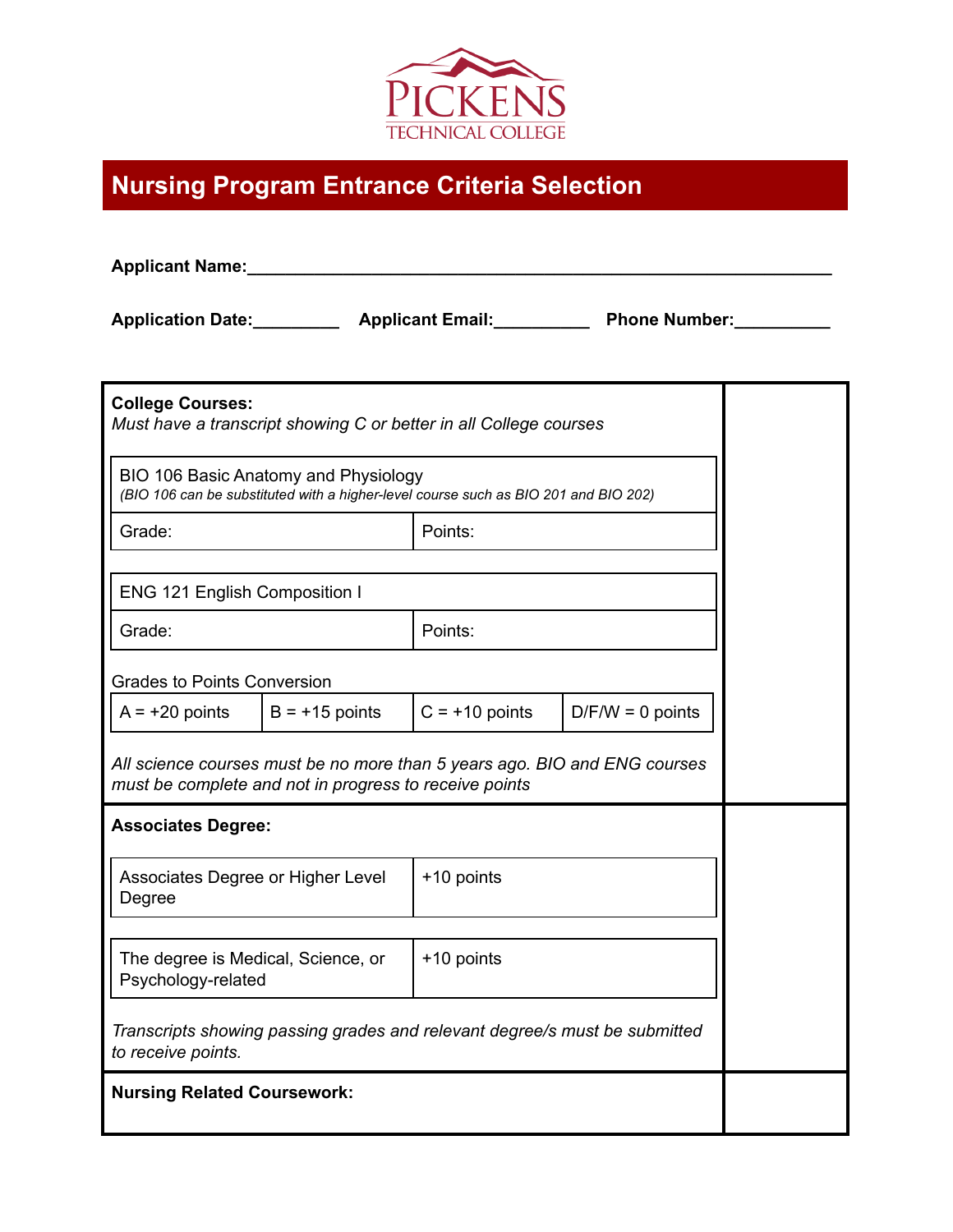PICKENS
TECHNICAL COLLEGE

# Nursing Program Entrance Criteria Selection

**Applicant Name:**______________________________________________________________

**Application Date:**_________ **Applicant Email:**__________ **Phone Number:**__________

**College Courses:**
*Must have a transcript showing C or better in all College courses*

| BIO 106 Basic Anatomy and Physiology<br>*(BIO 106 can be substituted with a higher-level course such as BIO 201 and BIO 202)* | |
|---|---|
| Grade: | Points: |

| ENG 121 English Composition I | |
|---|---|
| Grade: | Points: |

Grades to Points Conversion

| A = +20 points | B = +15 points | C = +10 points | D/F/W = 0 points |
|---|---|---|---|

*All science courses must be no more than 5 years ago. BIO and ENG courses must be complete and not in progress to receive points*

**Associates Degree:**

| Associates Degree or Higher Level Degree | +10 points |
|---|---|
| The degree is Medical, Science, or Psychology-related | +10 points |

*Transcripts showing passing grades and relevant degree/s must be submitted to receive points.*

**Nursing Related Coursework:**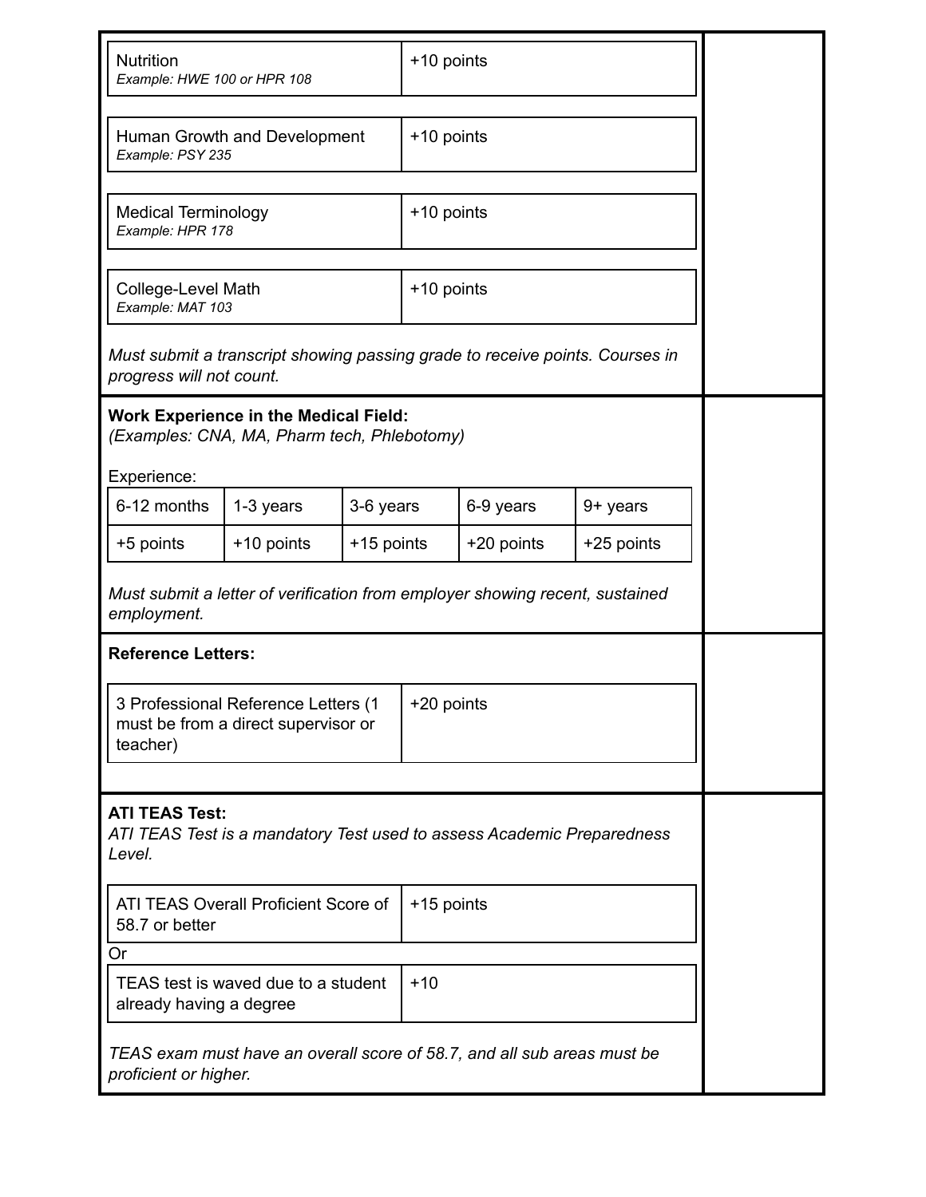| | |
|---|---|
| Nutrition<br>*Example: HWE 100 or HPR 108* | +10 points |

| | |
|---|---|
| Human Growth and Development<br>*Example: PSY 235* | +10 points |

| | |
|---|---|
| Medical Terminology<br>*Example: HPR 178* | +10 points |

| | |
|---|---|
| College-Level Math<br>*Example: MAT 103* | +10 points |

*Must submit a transcript showing passing grade to receive points. Courses in progress will not count.*

**Work Experience in the Medical Field:**
*(Examples: CNA, MA, Pharm tech, Phlebotomy)*

Experience:

| 6-12 months | 1-3 years | 3-6 years | 6-9 years | 9+ years |
|---|---|---|---|---|
| +5 points | +10 points | +15 points | +20 points | +25 points |

*Must submit a letter of verification from employer showing recent, sustained employment.*

**Reference Letters:**

| | |
|---|---|
| 3 Professional Reference Letters (1 must be from a direct supervisor or teacher) | +20 points |

**ATI TEAS Test:**
*ATI TEAS Test is a mandatory Test used to assess Academic Preparedness Level.*

| | |
|---|---|
| ATI TEAS Overall Proficient Score of 58.7 or better | +15 points |

Or

| | |
|---|---|
| TEAS test is waved due to a student already having a degree | +10 |

*TEAS exam must have an overall score of 58.7, and all sub areas must be proficient or higher.*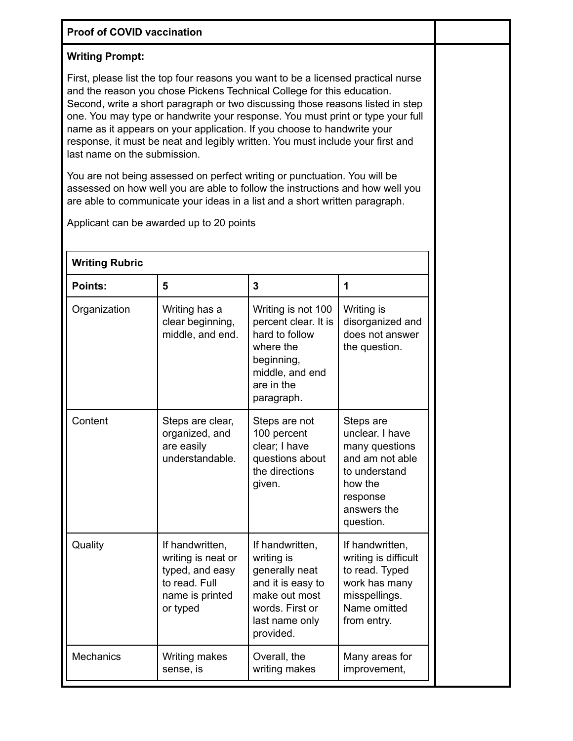| Proof of COVID vaccination | |
|---|---|

**Writing Prompt:**

First, please list the top four reasons you want to be a licensed practical nurse and the reason you chose Pickens Technical College for this education. Second, write a short paragraph or two discussing those reasons listed in step one. You may type or handwrite your response. You must print or type your full name as it appears on your application. If you choose to handwrite your response, it must be neat and legibly written. You must include your first and last name on the submission.

You are not being assessed on perfect writing or punctuation. You will be assessed on how well you are able to follow the instructions and how well you are able to communicate your ideas in a list and a short written paragraph.

Applicant can be awarded up to 20 points

**Writing Rubric**

| **Points:** | **5** | **3** | **1** |
|---|---|---|---|
| Organization | Writing has a clear beginning, middle, and end. | Writing is not 100 percent clear. It is hard to follow where the beginning, middle, and end are in the paragraph. | Writing is disorganized and does not answer the question. |
| Content | Steps are clear, organized, and are easily understandable. | Steps are not 100 percent clear; I have questions about the directions given. | Steps are unclear. I have many questions and am not able to understand how the response answers the question. |
| Quality | If handwritten, writing is neat or typed, and easy to read. Full name is printed or typed | If handwritten, writing is generally neat and it is easy to make out most words. First or last name only provided. | If handwritten, writing is difficult to read. Typed work has many misspellings. Name omitted from entry. |
| Mechanics | Writing makes sense, is | Overall, the writing makes | Many areas for improvement, |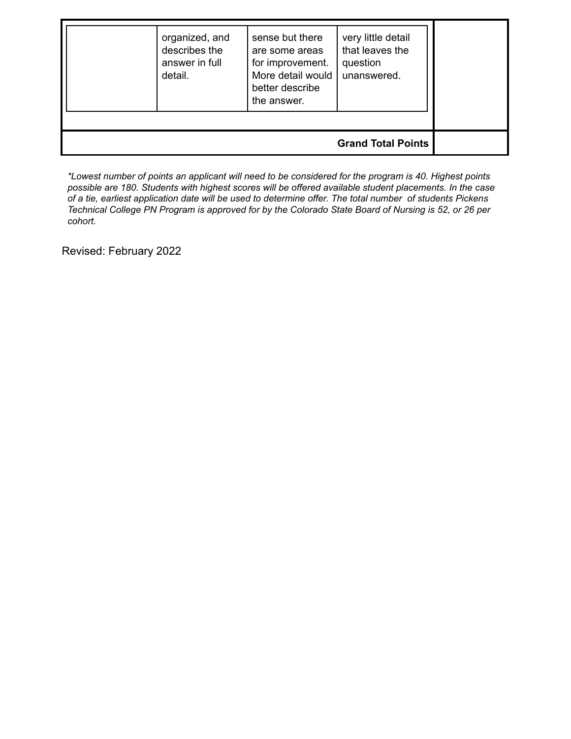| | | | | |
|---|---|---|---|---|
| | organized, and describes the answer in full detail. | sense but there are some areas for improvement. More detail would better describe the answer. | very little detail that leaves the question unanswered. | |
| | | | **Grand Total Points** | |

*\*Lowest number of points an applicant will need to be considered for the program is 40. Highest points possible are 180. Students with highest scores will be offered available student placements. In the case of a tie, earliest application date will be used to determine offer. The total number of students Pickens Technical College PN Program is approved for by the Colorado State Board of Nursing is 52, or 26 per cohort.*

Revised: February 2022